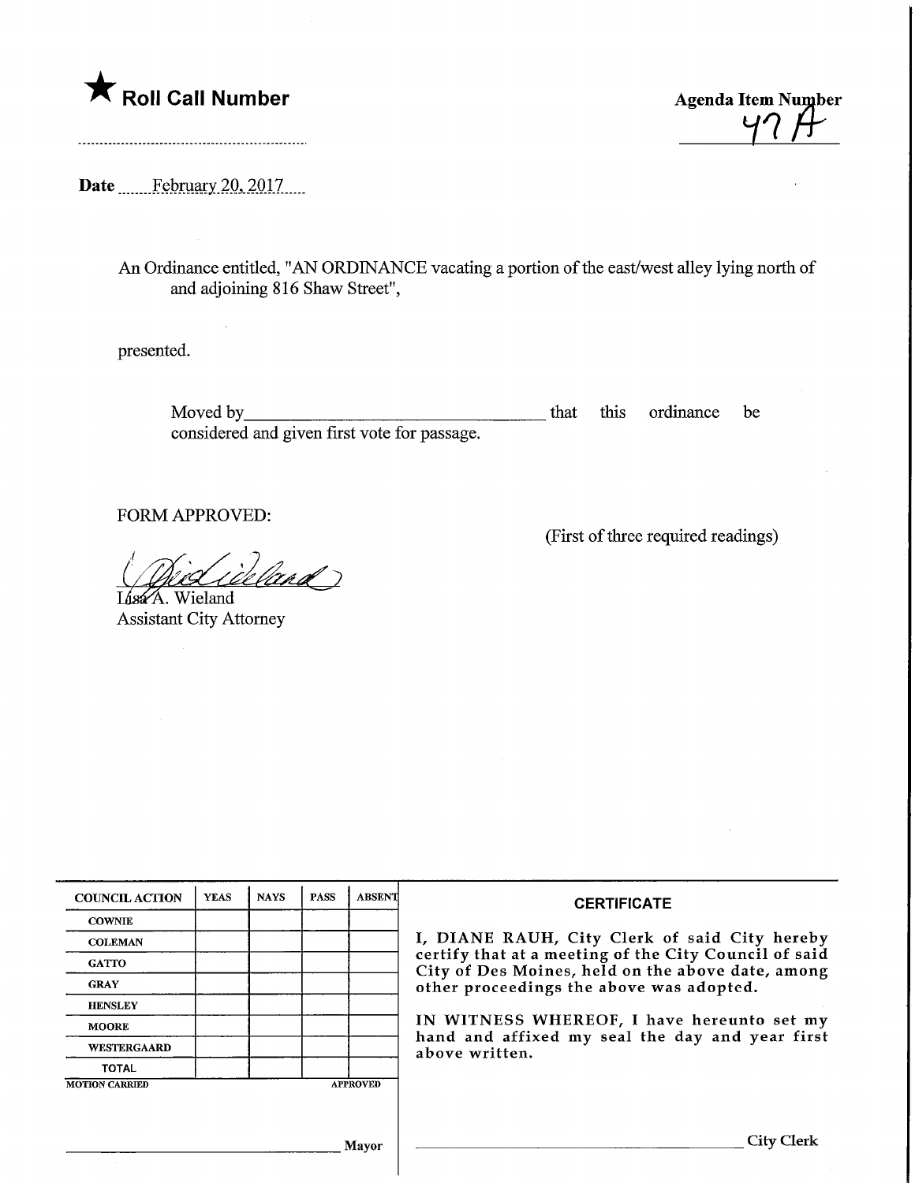★ **Roll Call Number**

**Agenda Item Number**
47 A

**Date** February 20, 2017

An Ordinance entitled, "AN ORDINANCE vacating a portion of the east/west alley lying north of and adjoining 816 Shaw Street",

presented.

Moved by ________________________ that this ordinance be considered and given first vote for passage.

FORM APPROVED:

(First of three required readings)

Lisa A. Wieland
Assistant City Attorney

| COUNCIL ACTION | YEAS | NAYS | PASS | ABSENT |
|---|---|---|---|---|
| COWNIE | | | | |
| COLEMAN | | | | |
| GATTO | | | | |
| GRAY | | | | |
| HENSLEY | | | | |
| MOORE | | | | |
| WESTERGAARD | | | | |
| TOTAL | | | | |
| MOTION CARRIED | | | | APPROVED |

________________________ Mayor

**CERTIFICATE**

I, DIANE RAUH, City Clerk of said City hereby certify that at a meeting of the City Council of said City of Des Moines, held on the above date, among other proceedings the above was adopted.

IN WITNESS WHEREOF, I have hereunto set my hand and affixed my seal the day and year first above written.

________________________ City Clerk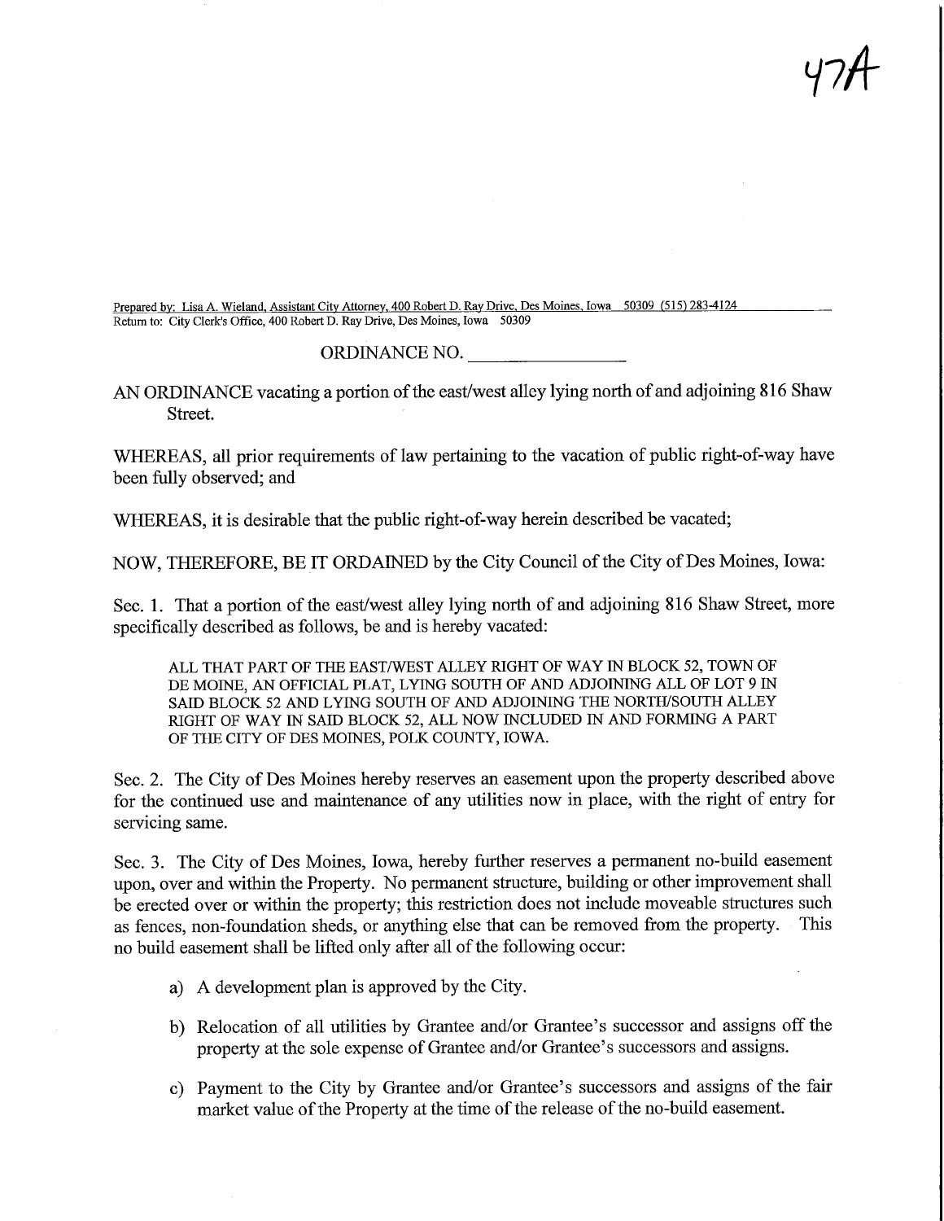47A

Prepared by: Lisa A. Wieland, Assistant City Attorney, 400 Robert D. Ray Drive, Des Moines, Iowa 50309 (515) 283-4124
Return to: City Clerk's Office, 400 Robert D. Ray Drive, Des Moines, Iowa 50309

ORDINANCE NO. ________________

AN ORDINANCE vacating a portion of the east/west alley lying north of and adjoining 816 Shaw Street.

WHEREAS, all prior requirements of law pertaining to the vacation of public right-of-way have been fully observed; and

WHEREAS, it is desirable that the public right-of-way herein described be vacated;

NOW, THEREFORE, BE IT ORDAINED by the City Council of the City of Des Moines, Iowa:

Sec. 1. That a portion of the east/west alley lying north of and adjoining 816 Shaw Street, more specifically described as follows, be and is hereby vacated:

> ALL THAT PART OF THE EAST/WEST ALLEY RIGHT OF WAY IN BLOCK 52, TOWN OF DE MOINE, AN OFFICIAL PLAT, LYING SOUTH OF AND ADJOINING ALL OF LOT 9 IN SAID BLOCK 52 AND LYING SOUTH OF AND ADJOINING THE NORTH/SOUTH ALLEY RIGHT OF WAY IN SAID BLOCK 52, ALL NOW INCLUDED IN AND FORMING A PART OF THE CITY OF DES MOINES, POLK COUNTY, IOWA.

Sec. 2. The City of Des Moines hereby reserves an easement upon the property described above for the continued use and maintenance of any utilities now in place, with the right of entry for servicing same.

Sec. 3. The City of Des Moines, Iowa, hereby further reserves a permanent no-build easement upon, over and within the Property. No permanent structure, building or other improvement shall be erected over or within the property; this restriction does not include moveable structures such as fences, non-foundation sheds, or anything else that can be removed from the property. This no build easement shall be lifted only after all of the following occur:

a) A development plan is approved by the City.

b) Relocation of all utilities by Grantee and/or Grantee's successor and assigns off the property at the sole expense of Grantee and/or Grantee's successors and assigns.

c) Payment to the City by Grantee and/or Grantee's successors and assigns of the fair market value of the Property at the time of the release of the no-build easement.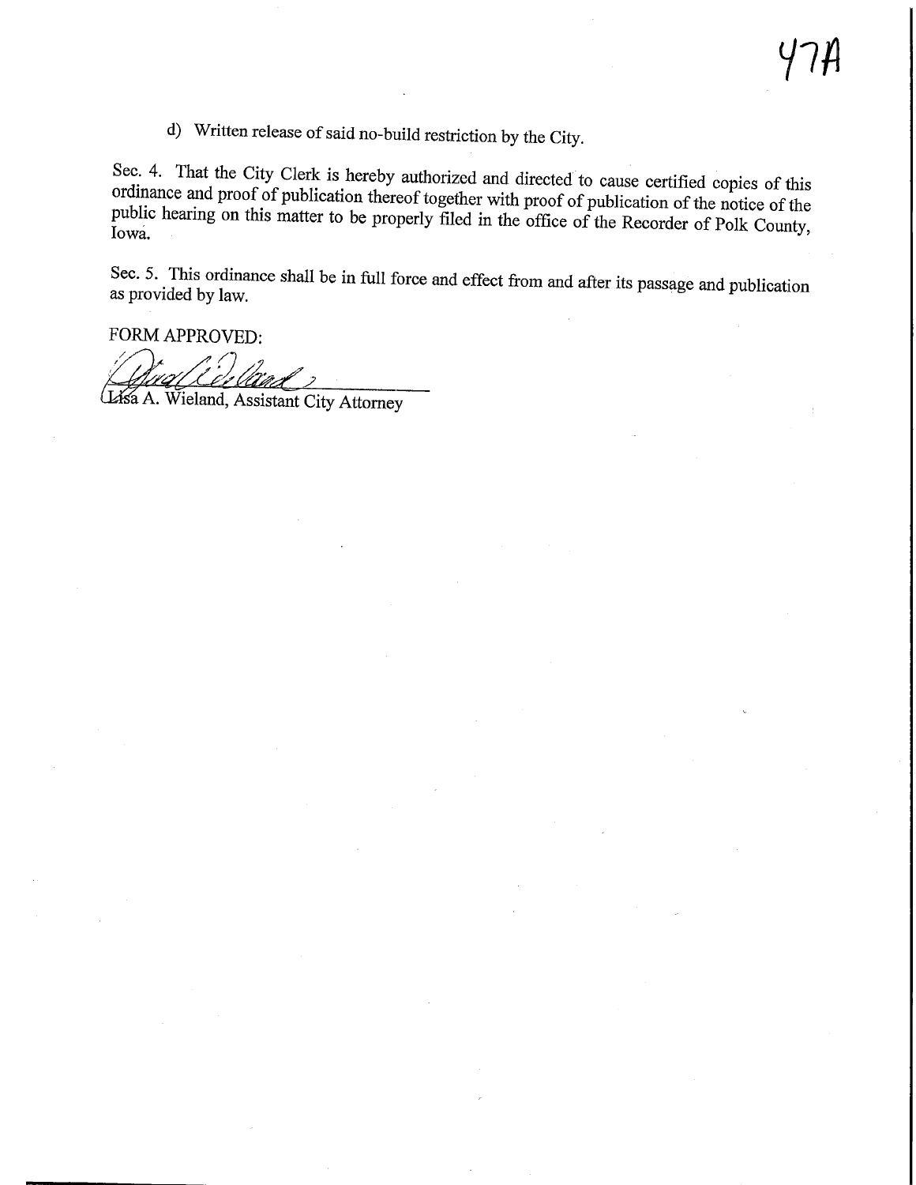47A

d) Written release of said no-build restriction by the City.

Sec. 4. That the City Clerk is hereby authorized and directed to cause certified copies of this ordinance and proof of publication thereof together with proof of publication of the notice of the public hearing on this matter to be properly filed in the office of the Recorder of Polk County, Iowa.

Sec. 5. This ordinance shall be in full force and effect from and after its passage and publication as provided by law.

FORM APPROVED:

Lisa A. Wieland, Assistant City Attorney